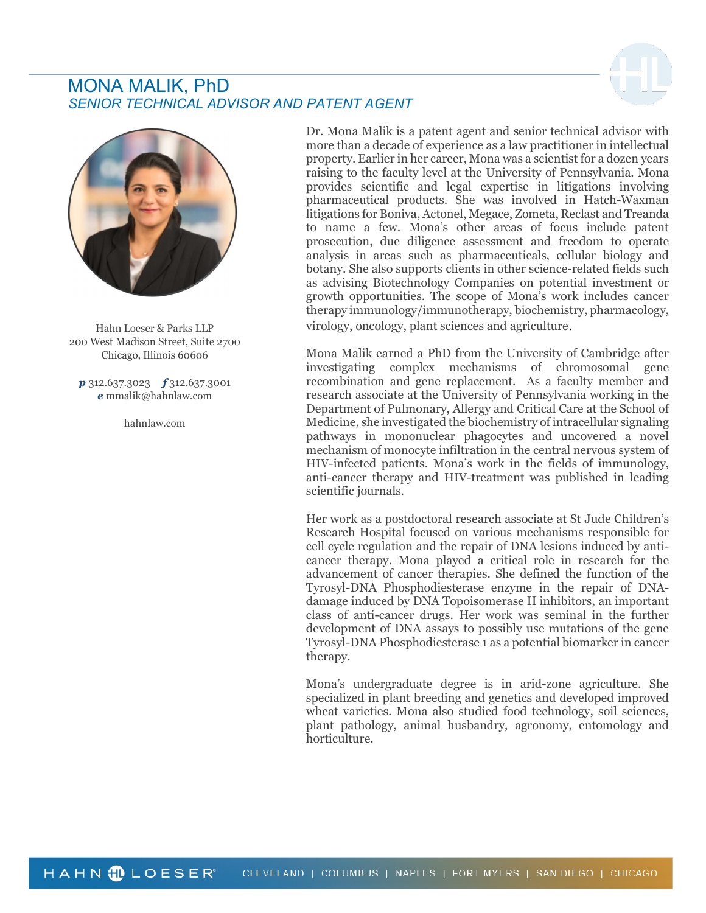# MONA MALIK, PhD

*SENIOR TECHNICAL ADVISOR AND PATENT AGENT*

Hahn Loeser & Parks LLP
200 West Madison Street, Suite 2700
Chicago, Illinois 60606

***p*** 312.637.3023 ***f*** 312.637.3001
***e*** mmalik@hahnlaw.com

hahnlaw.com

Dr. Mona Malik is a patent agent and senior technical advisor with more than a decade of experience as a law practitioner in intellectual property. Earlier in her career, Mona was a scientist for a dozen years raising to the faculty level at the University of Pennsylvania. Mona provides scientific and legal expertise in litigations involving pharmaceutical products. She was involved in Hatch-Waxman litigations for Boniva, Actonel, Megace, Zometa, Reclast and Treanda to name a few. Mona's other areas of focus include patent prosecution, due diligence assessment and freedom to operate analysis in areas such as pharmaceuticals, cellular biology and botany. She also supports clients in other science-related fields such as advising Biotechnology Companies on potential investment or growth opportunities. The scope of Mona's work includes cancer therapy immunology/immunotherapy, biochemistry, pharmacology, virology, oncology, plant sciences and agriculture.

Mona Malik earned a PhD from the University of Cambridge after investigating complex mechanisms of chromosomal gene recombination and gene replacement. As a faculty member and research associate at the University of Pennsylvania working in the Department of Pulmonary, Allergy and Critical Care at the School of Medicine, she investigated the biochemistry of intracellular signaling pathways in mononuclear phagocytes and uncovered a novel mechanism of monocyte infiltration in the central nervous system of HIV-infected patients. Mona's work in the fields of immunology, anti-cancer therapy and HIV-treatment was published in leading scientific journals.

Her work as a postdoctoral research associate at St Jude Children's Research Hospital focused on various mechanisms responsible for cell cycle regulation and the repair of DNA lesions induced by anti-cancer therapy. Mona played a critical role in research for the advancement of cancer therapies. She defined the function of the Tyrosyl-DNA Phosphodiesterase enzyme in the repair of DNA-damage induced by DNA Topoisomerase II inhibitors, an important class of anti-cancer drugs. Her work was seminal in the further development of DNA assays to possibly use mutations of the gene Tyrosyl-DNA Phosphodiesterase 1 as a potential biomarker in cancer therapy.

Mona's undergraduate degree is in arid-zone agriculture. She specialized in plant breeding and genetics and developed improved wheat varieties. Mona also studied food technology, soil sciences, plant pathology, animal husbandry, agronomy, entomology and horticulture.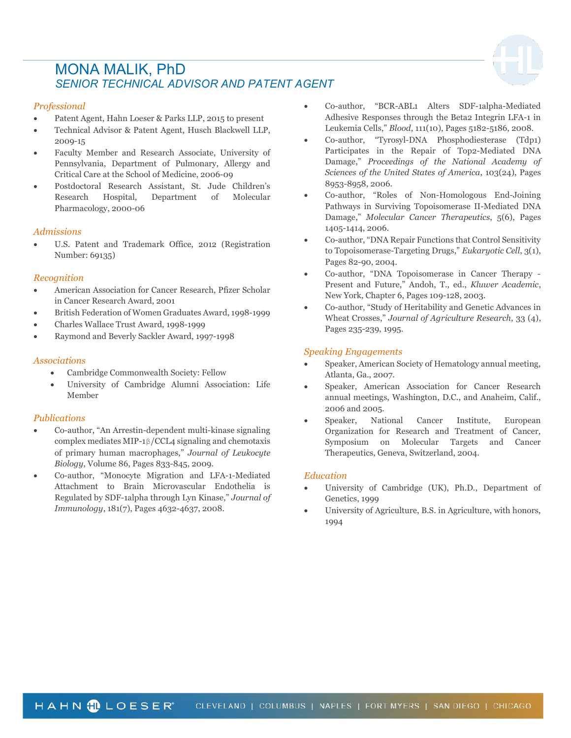# MONA MALIK, PhD

## SENIOR TECHNICAL ADVISOR AND PATENT AGENT

### Professional

- Patent Agent, Hahn Loeser & Parks LLP, 2015 to present
- Technical Advisor & Patent Agent, Husch Blackwell LLP, 2009-15
- Faculty Member and Research Associate, University of Pennsylvania, Department of Pulmonary, Allergy and Critical Care at the School of Medicine, 2006-09
- Postdoctoral Research Assistant, St. Jude Children's Research Hospital, Department of Molecular Pharmacology, 2000-06

### Admissions

- U.S. Patent and Trademark Office, 2012 (Registration Number: 69135)

### Recognition

- American Association for Cancer Research, Pfizer Scholar in Cancer Research Award, 2001
- British Federation of Women Graduates Award, 1998-1999
- Charles Wallace Trust Award, 1998-1999
- Raymond and Beverly Sackler Award, 1997-1998

### Associations

- Cambridge Commonwealth Society: Fellow
- University of Cambridge Alumni Association: Life Member

### Publications

- Co-author, "An Arrestin-dependent multi-kinase signaling complex mediates MIP-1β/CCL4 signaling and chemotaxis of primary human macrophages," *Journal of Leukocyte Biology*, Volume 86, Pages 833-845, 2009.
- Co-author, "Monocyte Migration and LFA-1-Mediated Attachment to Brain Microvascular Endothelia is Regulated by SDF-1alpha through Lyn Kinase," *Journal of Immunology*, 181(7), Pages 4632-4637, 2008.
- Co-author, "BCR-ABL1 Alters SDF-1alpha-Mediated Adhesive Responses through the Beta2 Integrin LFA-1 in Leukemia Cells," *Blood*, 111(10), Pages 5182-5186, 2008.
- Co-author, "Tyrosyl-DNA Phosphodiesterase (Tdp1) Participates in the Repair of Top2-Mediated DNA Damage," *Proceedings of the National Academy of Sciences of the United States of America*, 103(24), Pages 8953-8958, 2006.
- Co-author, "Roles of Non-Homologous End-Joining Pathways in Surviving Topoisomerase II-Mediated DNA Damage," *Molecular Cancer Therapeutics*, 5(6), Pages 1405-1414, 2006.
- Co-author, "DNA Repair Functions that Control Sensitivity to Topoisomerase-Targeting Drugs," *Eukaryotic Cell*, 3(1), Pages 82-90, 2004.
- Co-author, "DNA Topoisomerase in Cancer Therapy - Present and Future," Andoh, T., ed., *Kluwer Academic*, New York, Chapter 6, Pages 109-128, 2003.
- Co-author, "Study of Heritability and Genetic Advances in Wheat Crosses," *Journal of Agriculture Research*, 33 (4), Pages 235-239, 1995.

### Speaking Engagements

- Speaker, American Society of Hematology annual meeting, Atlanta, Ga., 2007.
- Speaker, American Association for Cancer Research annual meetings, Washington, D.C., and Anaheim, Calif., 2006 and 2005.
- Speaker, National Cancer Institute, European Organization for Research and Treatment of Cancer, Symposium on Molecular Targets and Cancer Therapeutics, Geneva, Switzerland, 2004.

### Education

- University of Cambridge (UK), Ph.D., Department of Genetics, 1999
- University of Agriculture, B.S. in Agriculture, with honors, 1994